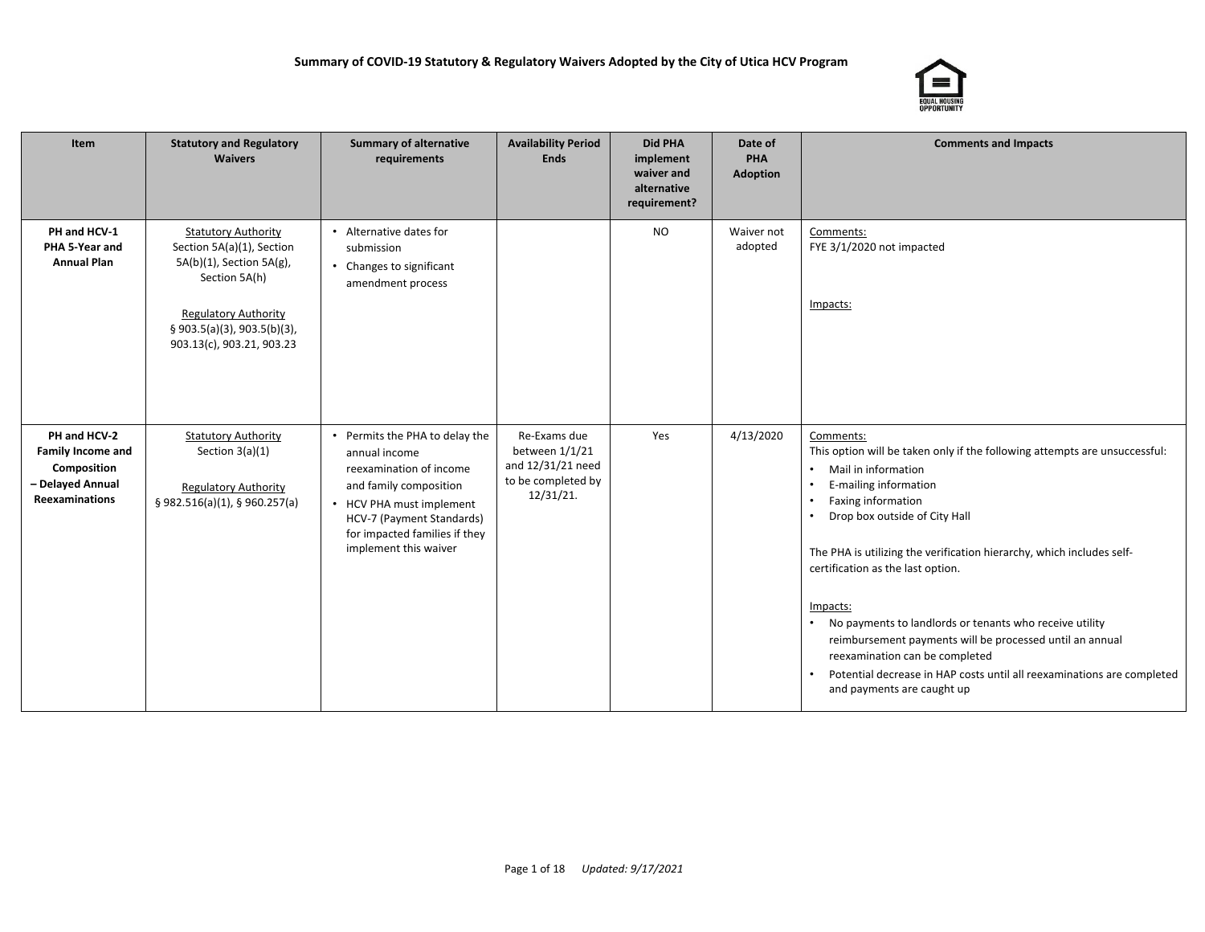# Summary of COVID-19 Statutory & Regulatory Waivers Adopted by the City of Utica HCV Program

| Item | Statutory and Regulatory Waivers | Summary of alternative requirements | Availability Period Ends | Did PHA implement waiver and alternative requirement? | Date of PHA Adoption | Comments and Impacts |
|---|---|---|---|---|---|---|
| **PH and HCV-1 PHA 5-Year and Annual Plan** | Statutory Authority<br>Section 5A(a)(1), Section 5A(b)(1), Section 5A(g), Section 5A(h)<br><br>Regulatory Authority<br>§ 903.5(a)(3), 903.5(b)(3), 903.13(c), 903.21, 903.23 | • Alternative dates for submission<br>• Changes to significant amendment process | | NO | Waiver not adopted | Comments:<br>FYE 3/1/2020 not impacted<br><br>Impacts: |
| **PH and HCV-2 Family Income and Composition – Delayed Annual Reexaminations** | Statutory Authority<br>Section 3(a)(1)<br><br>Regulatory Authority<br>§ 982.516(a)(1), § 960.257(a) | • Permits the PHA to delay the annual income reexamination of income and family composition<br>• HCV PHA must implement HCV-7 (Payment Standards) for impacted families if they implement this waiver | Re-Exams due between 1/1/21 and 12/31/21 need to be completed by 12/31/21. | Yes | 4/13/2020 | Comments:<br>This option will be taken only if the following attempts are unsuccessful:<br>• Mail in information<br>• E-mailing information<br>• Faxing information<br>• Drop box outside of City Hall<br><br>The PHA is utilizing the verification hierarchy, which includes self-certification as the last option.<br><br>Impacts:<br>• No payments to landlords or tenants who receive utility reimbursement payments will be processed until an annual reexamination can be completed<br>• Potential decrease in HAP costs until all reexaminations are completed and payments are caught up |

*Updated: 9/17/2021*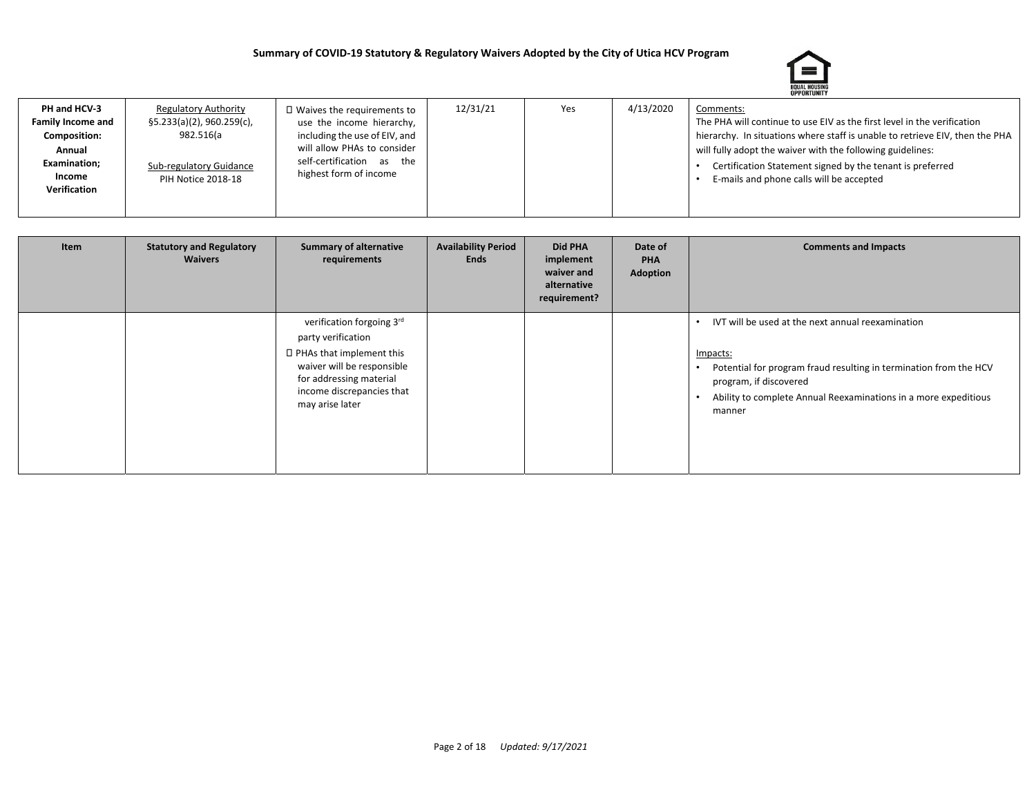## Summary of COVID-19 Statutory & Regulatory Waivers Adopted by the City of Utica HCV Program

| Item | Statutory and Regulatory Waivers | Summary of alternative requirements | Availability Period Ends | Did PHA implement waiver and alternative requirement? | Date of PHA Adoption | Comments and Impacts |
|---|---|---|---|---|---|---|
| **PH and HCV-3 Family Income and Composition: Annual Examination; Income Verification** | Regulatory Authority §5.233(a)(2), 960.259(c), 982.516(a Sub-regulatory Guidance PIH Notice 2018-18 | Waives the requirements to use the income hierarchy, including the use of EIV, and will allow PHAs to consider self-certification as the highest form of income verification forgoing 3rd party verification<br>PHAs that implement this waiver will be responsible for addressing material income discrepancies that may arise later | 12/31/21 | Yes | 4/13/2020 | Comments:<br>The PHA will continue to use EIV as the first level in the verification hierarchy. In situations where staff is unable to retrieve EIV, then the PHA will fully adopt the waiver with the following guidelines:<br>• Certification Statement signed by the tenant is preferred<br>• E-mails and phone calls will be accepted<br>• IVT will be used at the next annual reexamination<br><br>Impacts:<br>• Potential for program fraud resulting in termination from the HCV program, if discovered<br>• Ability to complete Annual Reexaminations in a more expeditious manner |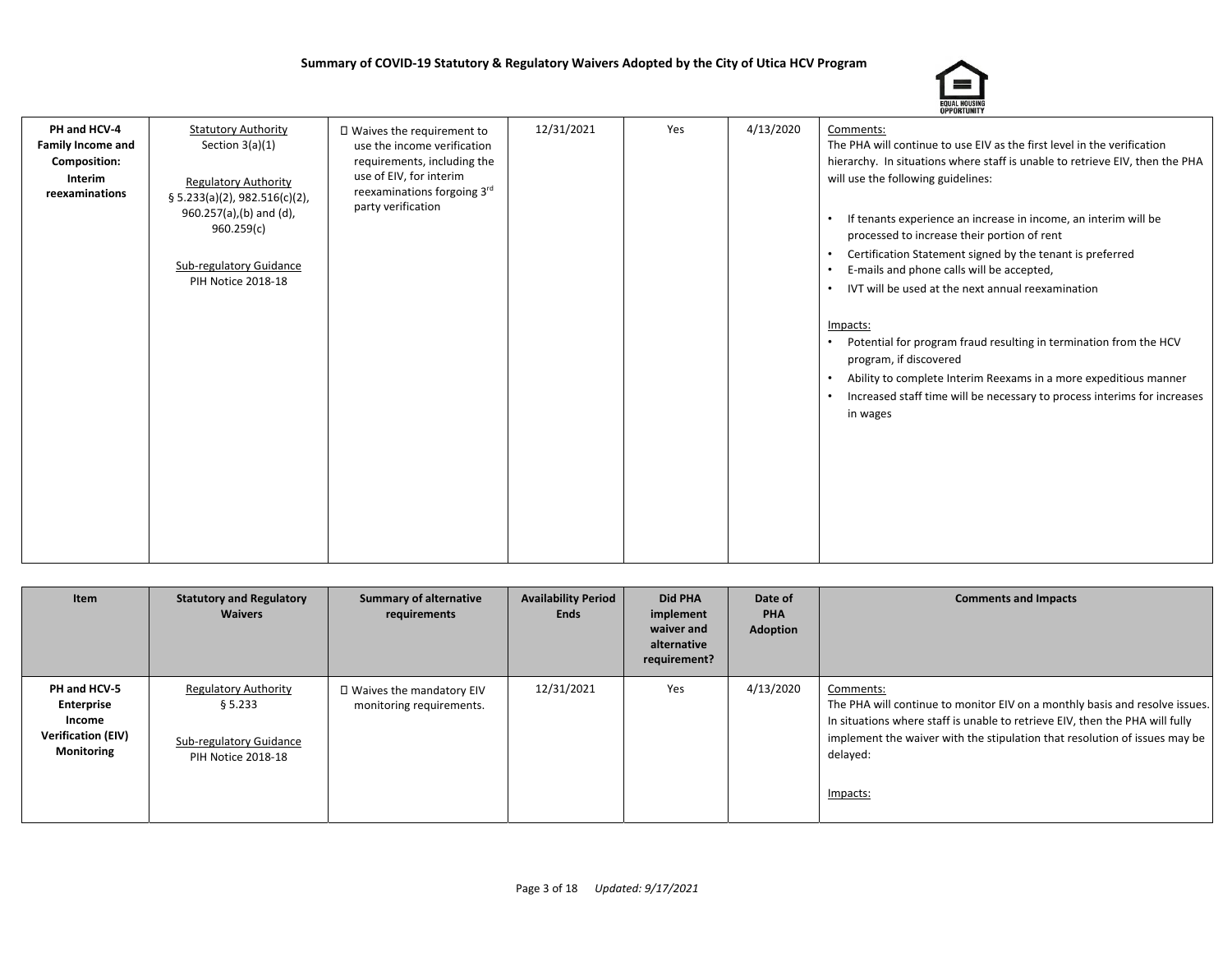**Summary of COVID-19 Statutory & Regulatory Waivers Adopted by the City of Utica HCV Program**

| Item | Statutory and Regulatory Waivers | Summary of alternative requirements | Availability Period Ends | Did PHA implement waiver and alternative requirement? | Date of PHA Adoption | Comments and Impacts |
|---|---|---|---|---|---|---|
| **PH and HCV-4 Family Income and Composition: Interim reexaminations** | Statutory Authority<br>Section 3(a)(1)<br><br>Regulatory Authority<br>§ 5.233(a)(2), 982.516(c)(2), 960.257(a),(b) and (d), 960.259(c)<br><br>Sub-regulatory Guidance<br>PIH Notice 2018-18 | ☐ Waives the requirement to use the income verification requirements, including the use of EIV, for interim reexaminations forgoing 3rd party verification | 12/31/2021 | Yes | 4/13/2020 | Comments:<br>The PHA will continue to use EIV as the first level in the verification hierarchy. In situations where staff is unable to retrieve EIV, then the PHA will use the following guidelines:<br>• If tenants experience an increase in income, an interim will be processed to increase their portion of rent<br>• Certification Statement signed by the tenant is preferred<br>• E-mails and phone calls will be accepted,<br>• IVT will be used at the next annual reexamination<br><br>Impacts:<br>• Potential for program fraud resulting in termination from the HCV program, if discovered<br>• Ability to complete Interim Reexams in a more expeditious manner<br>• Increased staff time will be necessary to process interims for increases in wages |
| **PH and HCV-5 Enterprise Income Verification (EIV) Monitoring** | Regulatory Authority<br>§ 5.233<br><br>Sub-regulatory Guidance<br>PIH Notice 2018-18 | ☐ Waives the mandatory EIV monitoring requirements. | 12/31/2021 | Yes | 4/13/2020 | Comments:<br>The PHA will continue to monitor EIV on a monthly basis and resolve issues. In situations where staff is unable to retrieve EIV, then the PHA will fully implement the waiver with the stipulation that resolution of issues may be delayed:<br><br>Impacts: |

*Updated: 9/17/2021*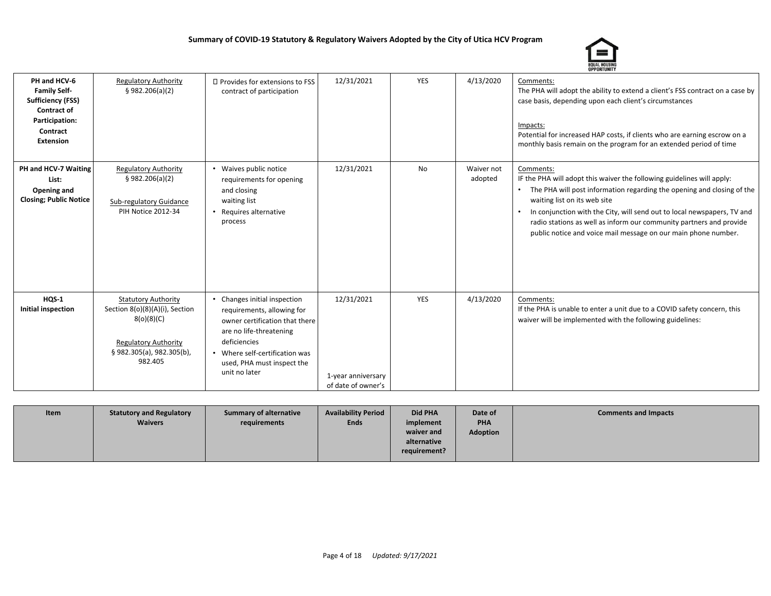**Summary of COVID-19 Statutory & Regulatory Waivers Adopted by the City of Utica HCV Program**

| Item | Statutory and Regulatory Waivers | Summary of alternative requirements | Availability Period Ends | Did PHA implement waiver and alternative requirement? | Date of PHA Adoption | Comments and Impacts |
|---|---|---|---|---|---|---|
| **PH and HCV-6 Family Self-Sufficiency (FSS) Contract of Participation: Contract Extension** | Regulatory Authority<br>§ 982.206(a)(2) | Provides for extensions to FSS contract of participation | 12/31/2021 | YES | 4/13/2020 | Comments:<br>The PHA will adopt the ability to extend a client's FSS contract on a case by case basis, depending upon each client's circumstances<br><br>Impacts:<br>Potential for increased HAP costs, if clients who are earning escrow on a monthly basis remain on the program for an extended period of time |
| **PH and HCV-7 Waiting List: Opening and Closing; Public Notice** | Regulatory Authority<br>§ 982.206(a)(2)<br><br>Sub-regulatory Guidance<br>PIH Notice 2012-34 | • Waives public notice requirements for opening and closing waiting list<br>• Requires alternative process | 12/31/2021 | No | Waiver not adopted | Comments:<br>IF the PHA will adopt this waiver the following guidelines will apply:<br>• The PHA will post information regarding the opening and closing of the waiting list on its web site<br>• In conjunction with the City, will send out to local newspapers, TV and radio stations as well as inform our community partners and provide public notice and voice mail message on our main phone number. |
| **HQS-1 Initial inspection** | Statutory Authority<br>Section 8(o)(8)(A)(i), Section 8(o)(8)(C)<br><br>Regulatory Authority<br>§ 982.305(a), 982.305(b), 982.405 | • Changes initial inspection requirements, allowing for owner certification that there are no life-threatening deficiencies<br>• Where self-certification was used, PHA must inspect the unit no later | 12/31/2021<br><br>1-year anniversary of date of owner's | YES | 4/13/2020 | Comments:<br>If the PHA is unable to enter a unit due to a COVID safety concern, this waiver will be implemented with the following guidelines: |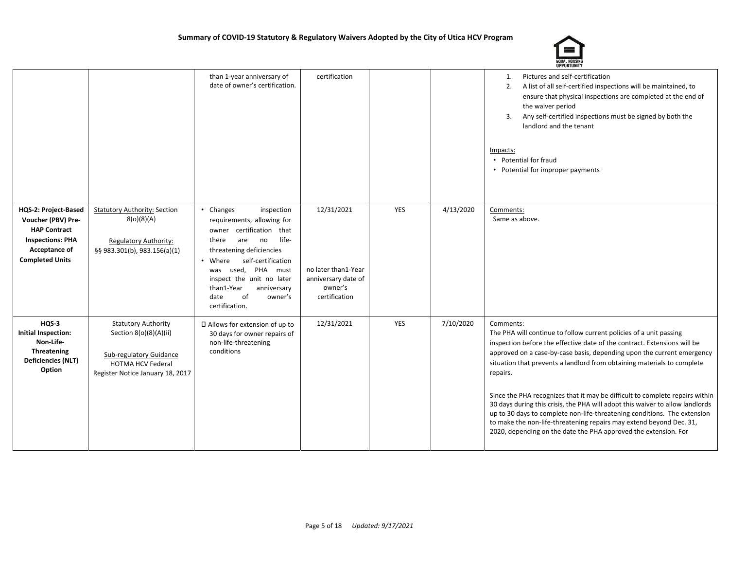# Summary of COVID-19 Statutory & Regulatory Waivers Adopted by the City of Utica HCV Program

| | | | | | | |
|---|---|---|---|---|---|---|
| | | than 1-year anniversary of date of owner's certification. | certification | | | 1. Pictures and self-certification<br>2. A list of all self-certified inspections will be maintained, to ensure that physical inspections are completed at the end of the waiver period<br>3. Any self-certified inspections must be signed by both the landlord and the tenant<br><br>Impacts:<br>• Potential for fraud<br>• Potential for improper payments |
| **HQS-2: Project-Based Voucher (PBV) Pre-HAP Contract Inspections: PHA Acceptance of Completed Units** | Statutory Authority: Section 8(o)(8)(A)<br><br>Regulatory Authority: §§ 983.301(b), 983.156(a)(1) | • Changes inspection requirements, allowing for owner certification that there are no life-threatening deficiencies<br>• Where self-certification was used, PHA must inspect the unit no later than1-Year anniversary date of owner's certification. | 12/31/2021<br><br>no later than1-Year anniversary date of owner's certification | YES | 4/13/2020 | Comments:<br>Same as above. |
| **HQS-3 Initial Inspection: Non-Life-Threatening Deficiencies (NLT) Option** | Statutory Authority Section 8(o)(8)(A)(ii)<br><br>Sub-regulatory Guidance HOTMA HCV Federal Register Notice January 18, 2017 | Allows for extension of up to 30 days for owner repairs of non-life-threatening conditions | 12/31/2021 | YES | 7/10/2020 | Comments:<br>The PHA will continue to follow current policies of a unit passing inspection before the effective date of the contract. Extensions will be approved on a case-by-case basis, depending upon the current emergency situation that prevents a landlord from obtaining materials to complete repairs.<br><br>Since the PHA recognizes that it may be difficult to complete repairs within 30 days during this crisis, the PHA will adopt this waiver to allow landlords up to 30 days to complete non-life-threatening conditions. The extension to make the non-life-threatening repairs may extend beyond Dec. 31, 2020, depending on the date the PHA approved the extension. For |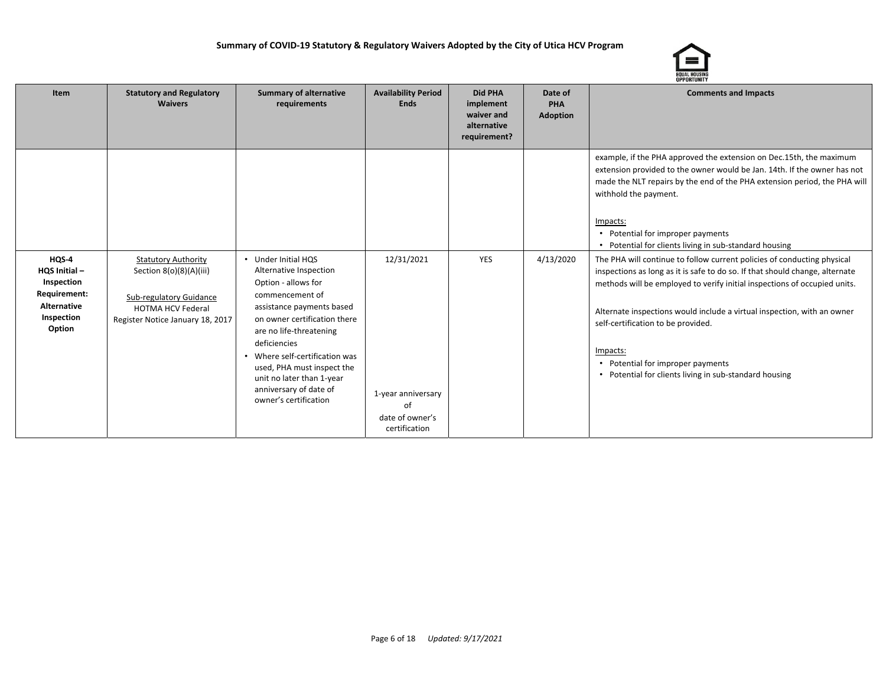**Summary of COVID-19 Statutory & Regulatory Waivers Adopted by the City of Utica HCV Program**

| Item | Statutory and Regulatory Waivers | Summary of alternative requirements | Availability Period Ends | Did PHA implement waiver and alternative requirement? | Date of PHA Adoption | Comments and Impacts |
|---|---|---|---|---|---|---|
| | | | | | | example, if the PHA approved the extension on Dec.15th, the maximum extension provided to the owner would be Jan. 14th. If the owner has not made the NLT repairs by the end of the PHA extension period, the PHA will withhold the payment.<br><br>Impacts:<br>• Potential for improper payments<br>• Potential for clients living in sub-standard housing |
| **HQS-4 HQS Initial – Inspection Requirement: Alternative Inspection Option** | Statutory Authority<br>Section 8(o)(8)(A)(iii)<br><br>Sub-regulatory Guidance<br>HOTMA HCV Federal Register Notice January 18, 2017 | • Under Initial HQS Alternative Inspection Option - allows for commencement of assistance payments based on owner certification there are no life-threatening deficiencies<br>• Where self-certification was used, PHA must inspect the unit no later than 1-year anniversary of date of owner's certification | 12/31/2021<br><br>1-year anniversary of date of owner's certification | YES | 4/13/2020 | The PHA will continue to follow current policies of conducting physical inspections as long as it is safe to do so. If that should change, alternate methods will be employed to verify initial inspections of occupied units.<br><br>Alternate inspections would include a virtual inspection, with an owner self-certification to be provided.<br><br>Impacts:<br>• Potential for improper payments<br>• Potential for clients living in sub-standard housing |

*Updated: 9/17/2021*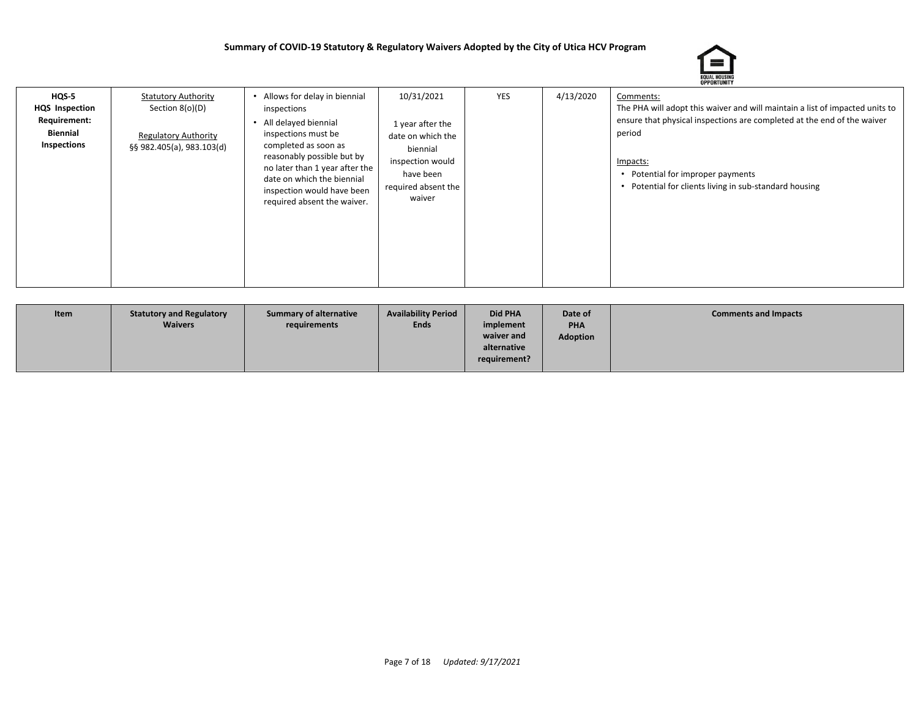**Summary of COVID-19 Statutory & Regulatory Waivers Adopted by the City of Utica HCV Program**

| Item | Statutory and Regulatory Waivers | Summary of alternative requirements | Availability Period Ends | Did PHA implement waiver and alternative requirement? | Date of PHA Adoption | Comments and Impacts |
|---|---|---|---|---|---|---|
| **HQS-5 HQS Inspection Requirement: Biennial Inspections** | Statutory Authority<br>Section 8(o)(D)<br><br>Regulatory Authority<br>§§ 982.405(a), 983.103(d) | • Allows for delay in biennial inspections<br>• All delayed biennial inspections must be completed as soon as reasonably possible but by no later than 1 year after the date on which the biennial inspection would have been required absent the waiver. | 10/31/2021<br><br>1 year after the date on which the biennial inspection would have been required absent the waiver | YES | 4/13/2020 | Comments:<br>The PHA will adopt this waiver and will maintain a list of impacted units to ensure that physical inspections are completed at the end of the waiver period<br><br>Impacts:<br>• Potential for improper payments<br>• Potential for clients living in sub-standard housing |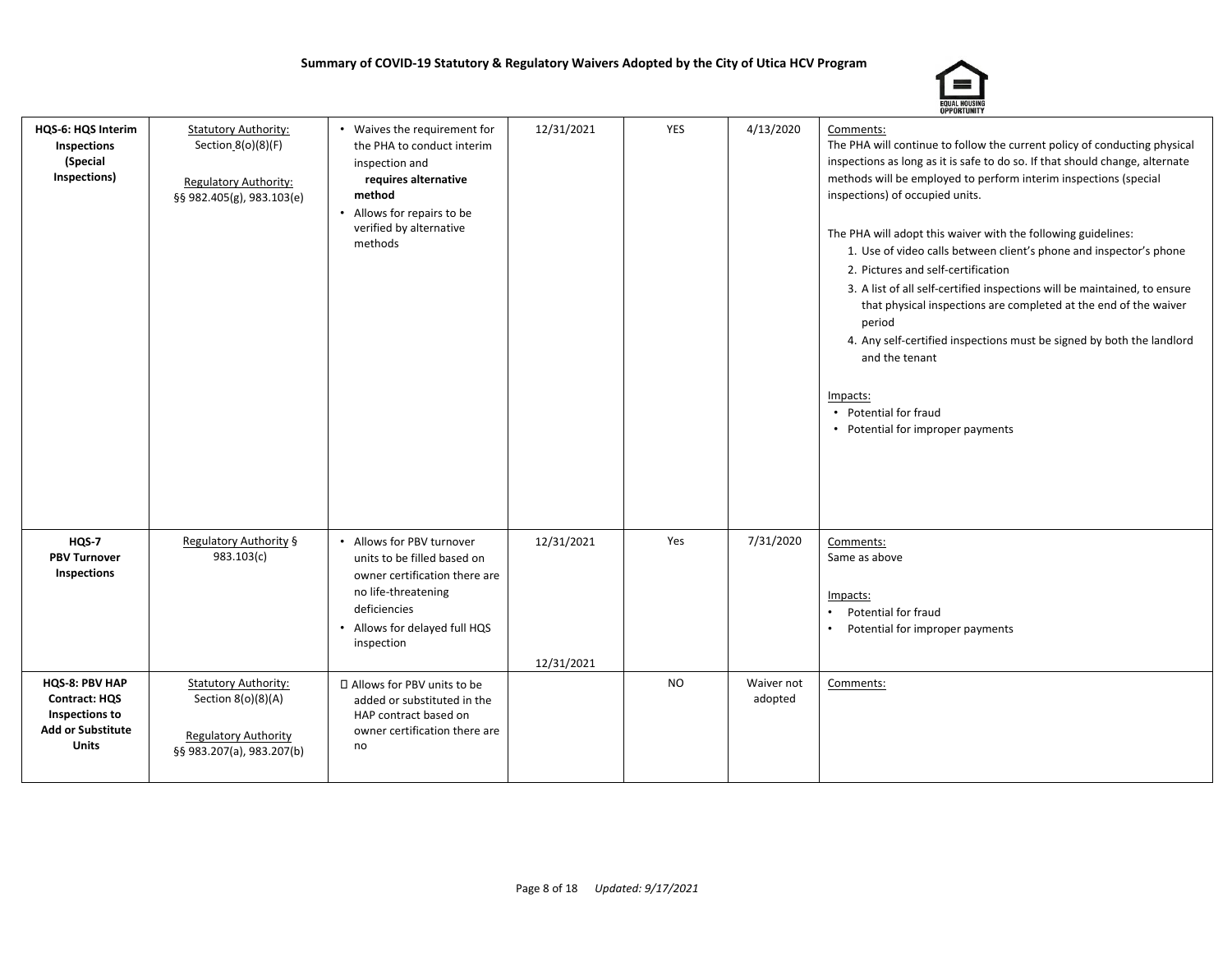# Summary of COVID-19 Statutory & Regulatory Waivers Adopted by the City of Utica HCV Program

| | | | | | | |
|---|---|---|---|---|---|---|
| **HQS-6: HQS Interim Inspections (Special Inspections)** | Statutory Authority: Section 8(o)(8)(F)<br><br>Regulatory Authority: §§ 982.405(g), 983.103(e) | • Waives the requirement for the PHA to conduct interim inspection and **requires alternative method**<br>• Allows for repairs to be verified by alternative methods | 12/31/2021 | YES | 4/13/2020 | Comments:<br>The PHA will continue to follow the current policy of conducting physical inspections as long as it is safe to do so. If that should change, alternate methods will be employed to perform interim inspections (special inspections) of occupied units.<br><br>The PHA will adopt this waiver with the following guidelines:<br>1. Use of video calls between client's phone and inspector's phone<br>2. Pictures and self-certification<br>3. A list of all self-certified inspections will be maintained, to ensure that physical inspections are completed at the end of the waiver period<br>4. Any self-certified inspections must be signed by both the landlord and the tenant<br><br>Impacts:<br>• Potential for fraud<br>• Potential for improper payments |
| **HQS-7 PBV Turnover Inspections** | Regulatory Authority § 983.103(c) | • Allows for PBV turnover units to be filled based on owner certification there are no life-threatening deficiencies<br>• Allows for delayed full HQS inspection | 12/31/2021<br><br>12/31/2021 | Yes | 7/31/2020 | Comments:<br>Same as above<br><br>Impacts:<br>• Potential for fraud<br>• Potential for improper payments |
| **HQS-8: PBV HAP Contract: HQS Inspections to Add or Substitute Units** | Statutory Authority: Section 8(o)(8)(A)<br><br>Regulatory Authority §§ 983.207(a), 983.207(b) | Allows for PBV units to be added or substituted in the HAP contract based on owner certification there are no | | NO | Waiver not adopted | Comments: |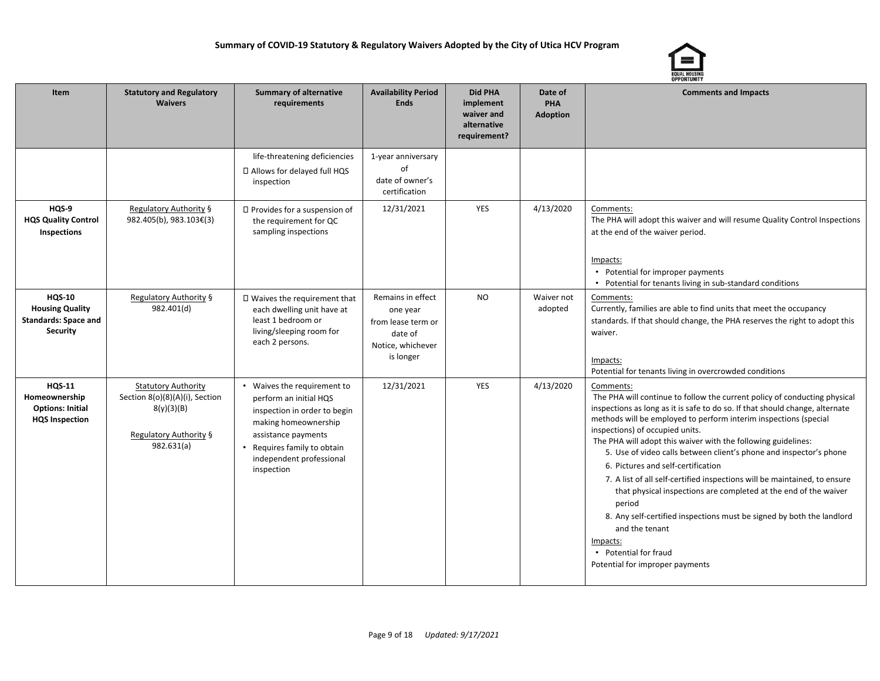**Summary of COVID-19 Statutory & Regulatory Waivers Adopted by the City of Utica HCV Program**

| Item | Statutory and Regulatory Waivers | Summary of alternative requirements | Availability Period Ends | Did PHA implement waiver and alternative requirement? | Date of PHA Adoption | Comments and Impacts |
|---|---|---|---|---|---|---|
| | | life-threatening deficiencies<br> Allows for delayed full HQS inspection | 1-year anniversary of date of owner's certification | | | |
| **HQS-9**<br>**HQS Quality Control Inspections** | Regulatory Authority § 982.405(b), 983.103€(3) |  Provides for a suspension of the requirement for QC sampling inspections | 12/31/2021 | YES | 4/13/2020 | Comments:<br>The PHA will adopt this waiver and will resume Quality Control Inspections at the end of the waiver period.<br><br>Impacts:<br>• Potential for improper payments<br>• Potential for tenants living in sub-standard conditions |
| **HQS-10**<br>**Housing Quality Standards: Space and Security** | Regulatory Authority § 982.401(d) |  Waives the requirement that each dwelling unit have at least 1 bedroom or living/sleeping room for each 2 persons. | Remains in effect one year from lease term or date of Notice, whichever is longer | NO | Waiver not adopted | Comments:<br>Currently, families are able to find units that meet the occupancy standards. If that should change, the PHA reserves the right to adopt this waiver.<br><br>Impacts:<br>Potential for tenants living in overcrowded conditions |
| **HQS-11**<br>**Homeownership Options: Initial HQS Inspection** | Statutory Authority<br>Section 8(o)(8)(A)(i), Section 8(y)(3)(B)<br><br>Regulatory Authority § 982.631(a) | • Waives the requirement to perform an initial HQS inspection in order to begin making homeownership assistance payments<br>• Requires family to obtain independent professional inspection | 12/31/2021 | YES | 4/13/2020 | Comments:<br>The PHA will continue to follow the current policy of conducting physical inspections as long as it is safe to do so. If that should change, alternate methods will be employed to perform interim inspections (special inspections) of occupied units.<br>The PHA will adopt this waiver with the following guidelines:<br>5. Use of video calls between client's phone and inspector's phone<br>6. Pictures and self-certification<br>7. A list of all self-certified inspections will be maintained, to ensure that physical inspections are completed at the end of the waiver period<br>8. Any self-certified inspections must be signed by both the landlord and the tenant<br>Impacts:<br>• Potential for fraud<br>Potential for improper payments |

*Updated: 9/17/2021*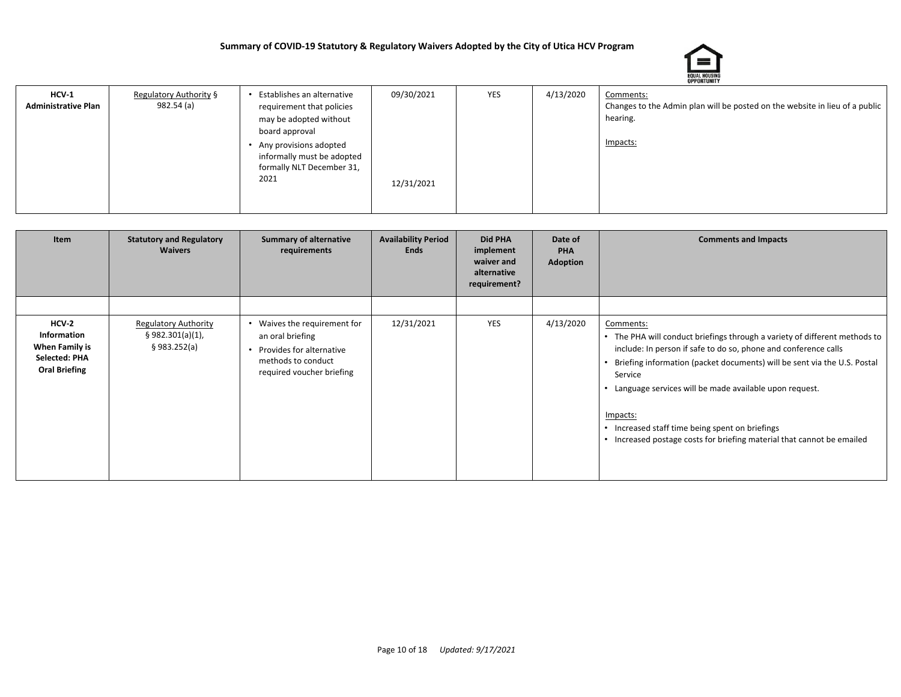**Summary of COVID-19 Statutory & Regulatory Waivers Adopted by the City of Utica HCV Program**

| Item | Statutory and Regulatory Waivers | Summary of alternative requirements | Availability Period Ends | Did PHA implement waiver and alternative requirement? | Date of PHA Adoption | Comments and Impacts |
|---|---|---|---|---|---|---|
| **HCV-1 Administrative Plan** | Regulatory Authority § 982.54 (a) | • Establishes an alternative requirement that policies may be adopted without board approval<br>• Any provisions adopted informally must be adopted formally NLT December 31, 2021 | 09/30/2021<br><br>12/31/2021 | YES | 4/13/2020 | Comments:<br>Changes to the Admin plan will be posted on the website in lieu of a public hearing.<br><br>Impacts: |

| Item | Statutory and Regulatory Waivers | Summary of alternative requirements | Availability Period Ends | Did PHA implement waiver and alternative requirement? | Date of PHA Adoption | Comments and Impacts |
|---|---|---|---|---|---|---|
| | | | | | | |
| **HCV-2 Information When Family is Selected: PHA Oral Briefing** | Regulatory Authority<br>§ 982.301(a)(1),<br>§ 983.252(a) | • Waives the requirement for an oral briefing<br>• Provides for alternative methods to conduct required voucher briefing | 12/31/2021 | YES | 4/13/2020 | Comments:<br>• The PHA will conduct briefings through a variety of different methods to include: In person if safe to do so, phone and conference calls<br>• Briefing information (packet documents) will be sent via the U.S. Postal Service<br>• Language services will be made available upon request.<br><br>Impacts:<br>• Increased staff time being spent on briefings<br>• Increased postage costs for briefing material that cannot be emailed |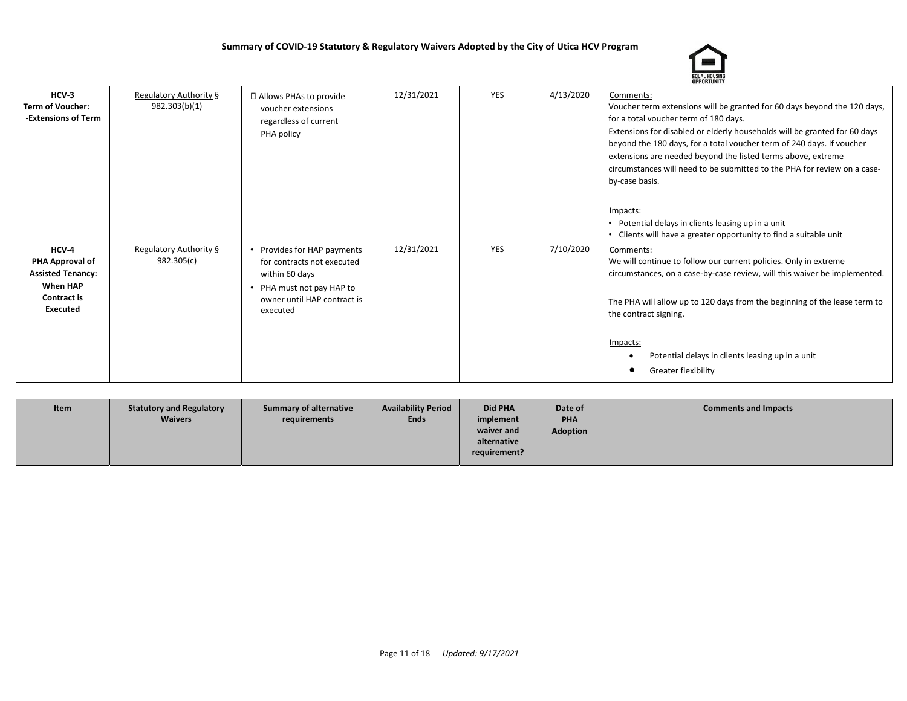**Summary of COVID-19 Statutory & Regulatory Waivers Adopted by the City of Utica HCV Program**

| Item | Statutory and Regulatory Waivers | Summary of alternative requirements | Availability Period Ends | Did PHA implement waiver and alternative requirement? | Date of PHA Adoption | Comments and Impacts |
|---|---|---|---|---|---|---|
| **HCV-3 Term of Voucher: -Extensions of Term** | Regulatory Authority § 982.303(b)(1) | Allows PHAs to provide voucher extensions regardless of current PHA policy | 12/31/2021 | YES | 4/13/2020 | Comments:<br>Voucher term extensions will be granted for 60 days beyond the 120 days, for a total voucher term of 180 days.<br>Extensions for disabled or elderly households will be granted for 60 days beyond the 180 days, for a total voucher term of 240 days. If voucher extensions are needed beyond the listed terms above, extreme circumstances will need to be submitted to the PHA for review on a case-by-case basis.<br><br>Impacts:<br>• Potential delays in clients leasing up in a unit<br>• Clients will have a greater opportunity to find a suitable unit |
| **HCV-4 PHA Approval of Assisted Tenancy: When HAP Contract is Executed** | Regulatory Authority § 982.305(c) | • Provides for HAP payments for contracts not executed within 60 days<br>• PHA must not pay HAP to owner until HAP contract is executed | 12/31/2021 | YES | 7/10/2020 | Comments:<br>We will continue to follow our current policies. Only in extreme circumstances, on a case-by-case review, will this waiver be implemented.<br><br>The PHA will allow up to 120 days from the beginning of the lease term to the contract signing.<br><br>Impacts:<br>• Potential delays in clients leasing up in a unit<br>• Greater flexibility |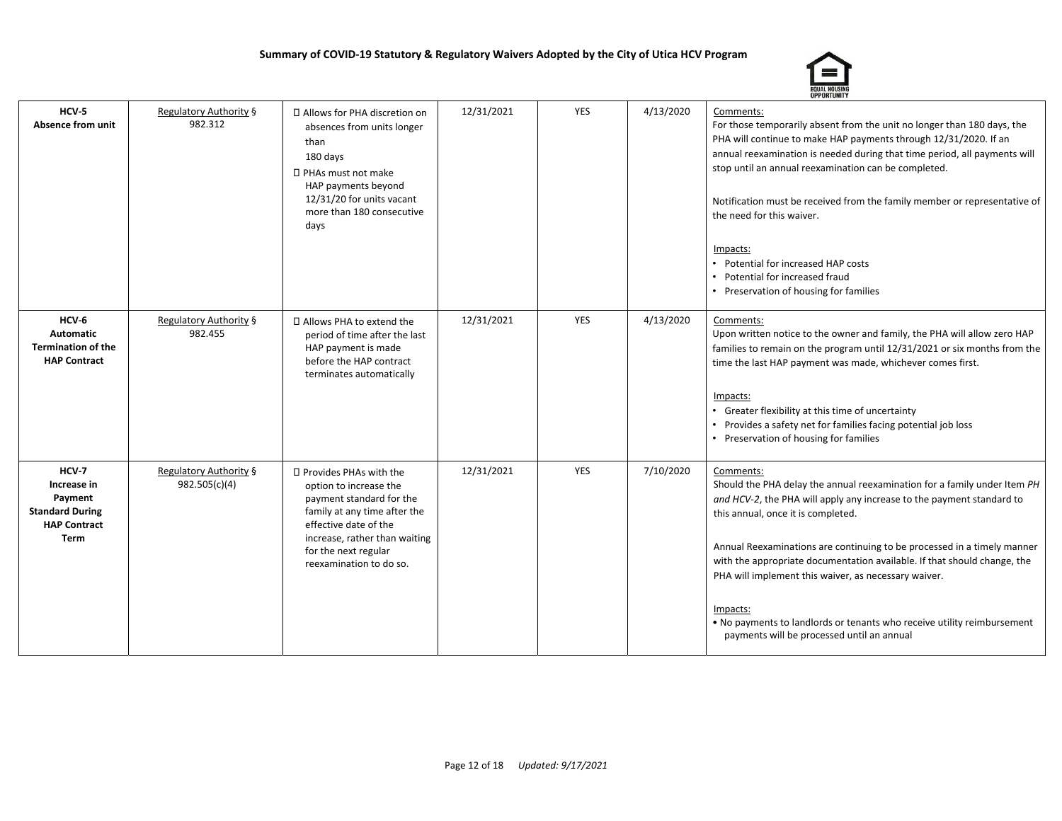**Summary of COVID-19 Statutory & Regulatory Waivers Adopted by the City of Utica HCV Program**

| | | | | | | |
|---|---|---|---|---|---|---|
| **HCV-5 Absence from unit** | Regulatory Authority § 982.312 |  Allows for PHA discretion on absences from units longer than 180 days<br> PHAs must not make HAP payments beyond 12/31/20 for units vacant more than 180 consecutive days | 12/31/2021 | YES | 4/13/2020 | Comments:<br>For those temporarily absent from the unit no longer than 180 days, the PHA will continue to make HAP payments through 12/31/2020. If an annual reexamination is needed during that time period, all payments will stop until an annual reexamination can be completed.<br><br>Notification must be received from the family member or representative of the need for this waiver.<br><br>Impacts:<br>• Potential for increased HAP costs<br>• Potential for increased fraud<br>• Preservation of housing for families |
| **HCV-6 Automatic Termination of the HAP Contract** | Regulatory Authority § 982.455 |  Allows PHA to extend the period of time after the last HAP payment is made before the HAP contract terminates automatically | 12/31/2021 | YES | 4/13/2020 | Comments:<br>Upon written notice to the owner and family, the PHA will allow zero HAP families to remain on the program until 12/31/2021 or six months from the time the last HAP payment was made, whichever comes first.<br><br>Impacts:<br>• Greater flexibility at this time of uncertainty<br>• Provides a safety net for families facing potential job loss<br>• Preservation of housing for families |
| **HCV-7 Increase in Payment Standard During HAP Contract Term** | Regulatory Authority § 982.505(c)(4) |  Provides PHAs with the option to increase the payment standard for the family at any time after the effective date of the increase, rather than waiting for the next regular reexamination to do so. | 12/31/2021 | YES | 7/10/2020 | Comments:<br>Should the PHA delay the annual reexamination for a family under Item *PH and HCV-2*, the PHA will apply any increase to the payment standard to this annual, once it is completed.<br><br>Annual Reexaminations are continuing to be processed in a timely manner with the appropriate documentation available. If that should change, the PHA will implement this waiver, as necessary waiver.<br><br>Impacts:<br>• No payments to landlords or tenants who receive utility reimbursement payments will be processed until an annual |

*Updated: 9/17/2021*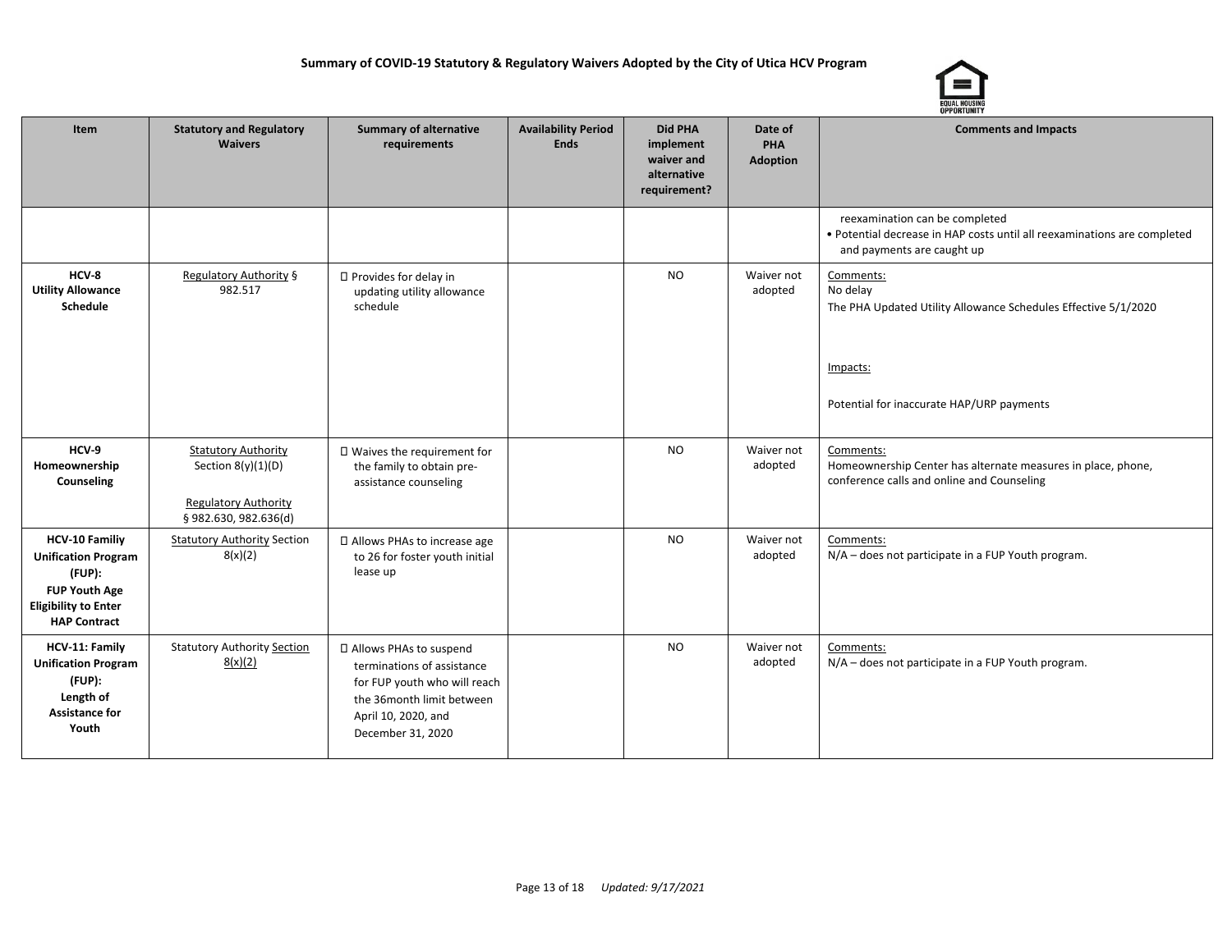**Summary of COVID-19 Statutory & Regulatory Waivers Adopted by the City of Utica HCV Program**

| Item | Statutory and Regulatory Waivers | Summary of alternative requirements | Availability Period Ends | Did PHA implement waiver and alternative requirement? | Date of PHA Adoption | Comments and Impacts |
|---|---|---|---|---|---|---|
| | | | | | | reexamination can be completed<br>• Potential decrease in HAP costs until all reexaminations are completed and payments are caught up |
| **HCV-8 Utility Allowance Schedule** | Regulatory Authority § 982.517 | Provides for delay in updating utility allowance schedule | | NO | Waiver not adopted | Comments:<br>No delay<br>The PHA Updated Utility Allowance Schedules Effective 5/1/2020<br><br>Impacts:<br><br>Potential for inaccurate HAP/URP payments |
| **HCV-9 Homeownership Counseling** | Statutory Authority Section 8(y)(1)(D)<br><br>Regulatory Authority § 982.630, 982.636(d) | Waives the requirement for the family to obtain pre-assistance counseling | | NO | Waiver not adopted | Comments:<br>Homeownership Center has alternate measures in place, phone, conference calls and online and Counseling |
| **HCV-10 Familiy Unification Program (FUP): FUP Youth Age Eligibility to Enter HAP Contract** | Statutory Authority Section 8(x)(2) | Allows PHAs to increase age to 26 for foster youth initial lease up | | NO | Waiver not adopted | Comments:<br>N/A – does not participate in a FUP Youth program. |
| **HCV-11: Family Unification Program (FUP): Length of Assistance for Youth** | Statutory Authority Section 8(x)(2) | Allows PHAs to suspend terminations of assistance for FUP youth who will reach the 36month limit between April 10, 2020, and December 31, 2020 | | NO | Waiver not adopted | Comments:<br>N/A – does not participate in a FUP Youth program. |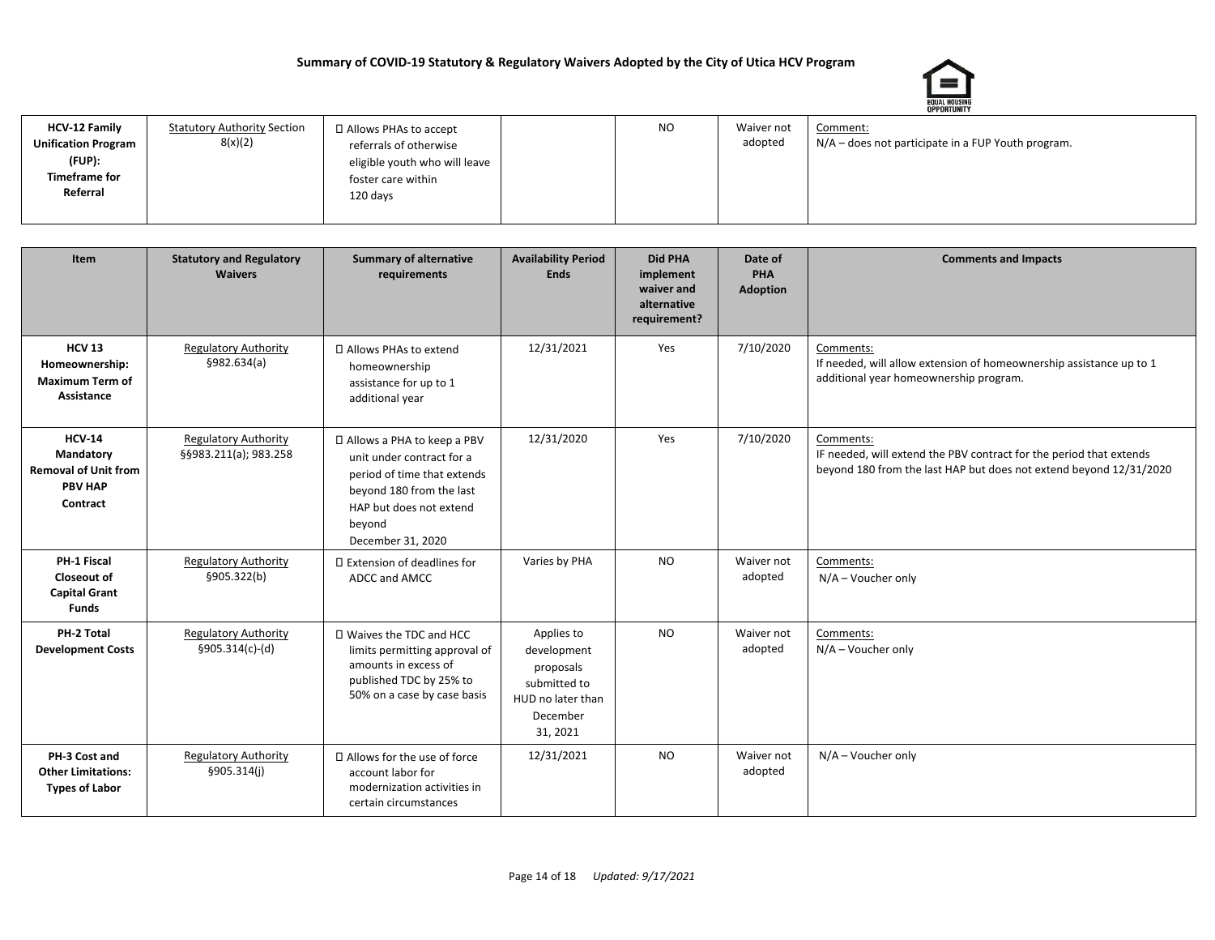**Summary of COVID-19 Statutory & Regulatory Waivers Adopted by the City of Utica HCV Program**

| Item | Statutory and Regulatory Waivers | Summary of alternative requirements | Availability Period Ends | Did PHA implement waiver and alternative requirement? | Date of PHA Adoption | Comments and Impacts |
|---|---|---|---|---|---|---|
| **HCV-12 Family Unification Program (FUP): Timeframe for Referral** | Statutory Authority Section 8(x)(2) | Allows PHAs to accept referrals of otherwise eligible youth who will leave foster care within 120 days | | NO | Waiver not adopted | Comment: N/A – does not participate in a FUP Youth program. |
| **HCV 13 Homeownership: Maximum Term of Assistance** | Regulatory Authority §982.634(a) | Allows PHAs to extend homeownership assistance for up to 1 additional year | 12/31/2021 | Yes | 7/10/2020 | Comments: If needed, will allow extension of homeownership assistance up to 1 additional year homeownership program. |
| **HCV-14 Mandatory Removal of Unit from PBV HAP Contract** | Regulatory Authority §§983.211(a); 983.258 | Allows a PHA to keep a PBV unit under contract for a period of time that extends beyond 180 from the last HAP but does not extend beyond December 31, 2020 | 12/31/2020 | Yes | 7/10/2020 | Comments: IF needed, will extend the PBV contract for the period that extends beyond 180 from the last HAP but does not extend beyond 12/31/2020 |
| **PH-1 Fiscal Closeout of Capital Grant Funds** | Regulatory Authority §905.322(b) | Extension of deadlines for ADCC and AMCC | Varies by PHA | NO | Waiver not adopted | Comments: N/A – Voucher only |
| **PH-2 Total Development Costs** | Regulatory Authority §905.314(c)-(d) | Waives the TDC and HCC limits permitting approval of amounts in excess of published TDC by 25% to 50% on a case by case basis | Applies to development proposals submitted to HUD no later than December 31, 2021 | NO | Waiver not adopted | Comments: N/A – Voucher only |
| **PH-3 Cost and Other Limitations: Types of Labor** | Regulatory Authority §905.314(j) | Allows for the use of force account labor for modernization activities in certain circumstances | 12/31/2021 | NO | Waiver not adopted | N/A – Voucher only |

*Updated: 9/17/2021*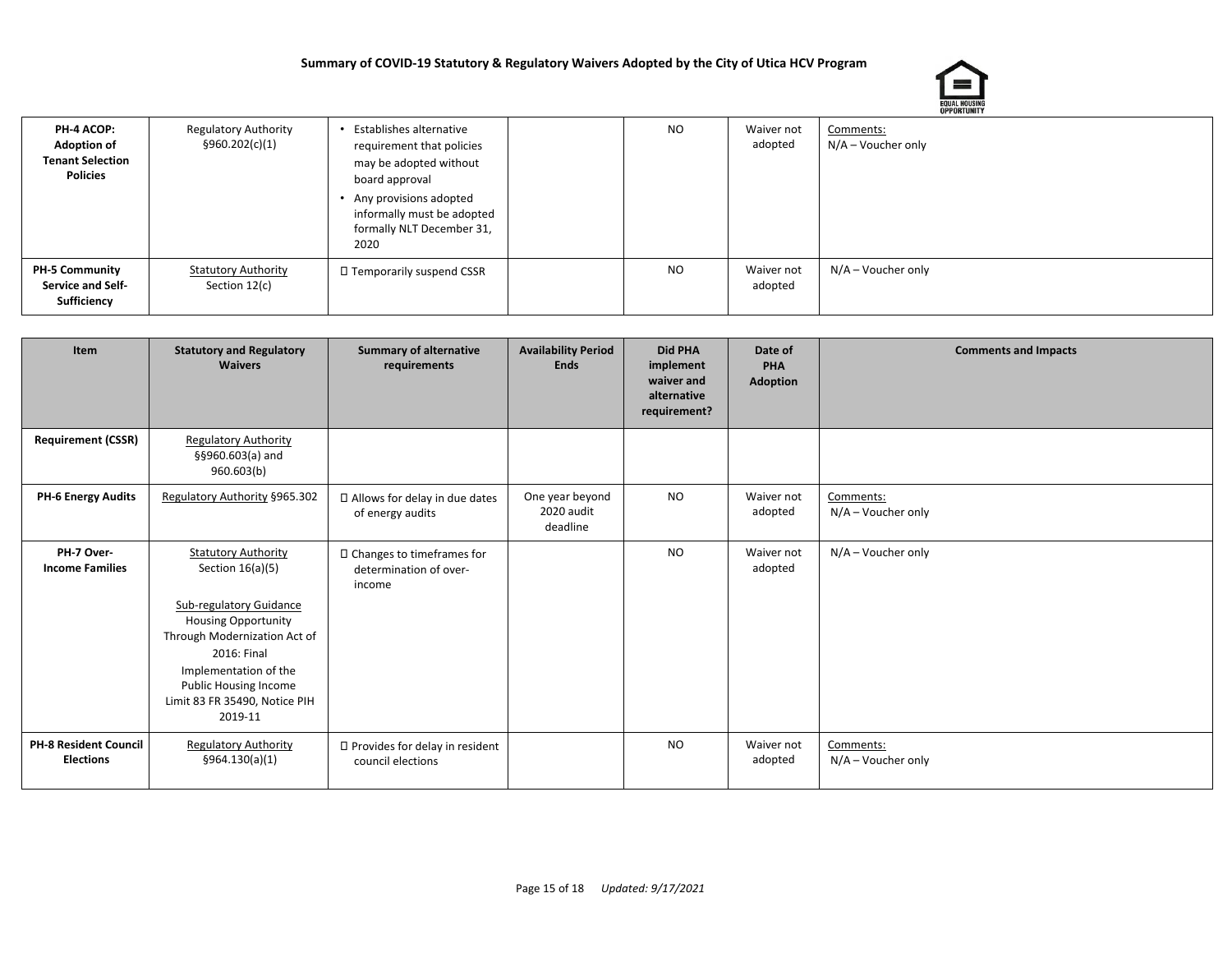**Summary of COVID-19 Statutory & Regulatory Waivers Adopted by the City of Utica HCV Program**

| Item | Statutory and Regulatory Waivers | Summary of alternative requirements | Availability Period Ends | Did PHA implement waiver and alternative requirement? | Date of PHA Adoption | Comments and Impacts |
|---|---|---|---|---|---|---|
| **PH-4 ACOP: Adoption of Tenant Selection Policies** | Regulatory Authority §960.202(c)(1) | • Establishes alternative requirement that policies may be adopted without board approval<br>• Any provisions adopted informally must be adopted formally NLT December 31, 2020 | | NO | Waiver not adopted | Comments:<br>N/A – Voucher only |
| **PH-5 Community Service and Self-Sufficiency Requirement (CSSR)** | Statutory Authority Section 12(c)<br><br>Regulatory Authority §§960.603(a) and 960.603(b) | Temporarily suspend CSSR | | NO | Waiver not adopted | N/A – Voucher only |
| **PH-6 Energy Audits** | Regulatory Authority §965.302 | Allows for delay in due dates of energy audits | One year beyond 2020 audit deadline | NO | Waiver not adopted | Comments:<br>N/A – Voucher only |
| **PH-7 Over-Income Families** | Statutory Authority Section 16(a)(5)<br><br>Sub-regulatory Guidance Housing Opportunity Through Modernization Act of 2016: Final Implementation of the Public Housing Income Limit 83 FR 35490, Notice PIH 2019-11 | Changes to timeframes for determination of over-income | | NO | Waiver not adopted | N/A – Voucher only |
| **PH-8 Resident Council Elections** | Regulatory Authority §964.130(a)(1) | Provides for delay in resident council elections | | NO | Waiver not adopted | Comments:<br>N/A – Voucher only |

*Updated: 9/17/2021*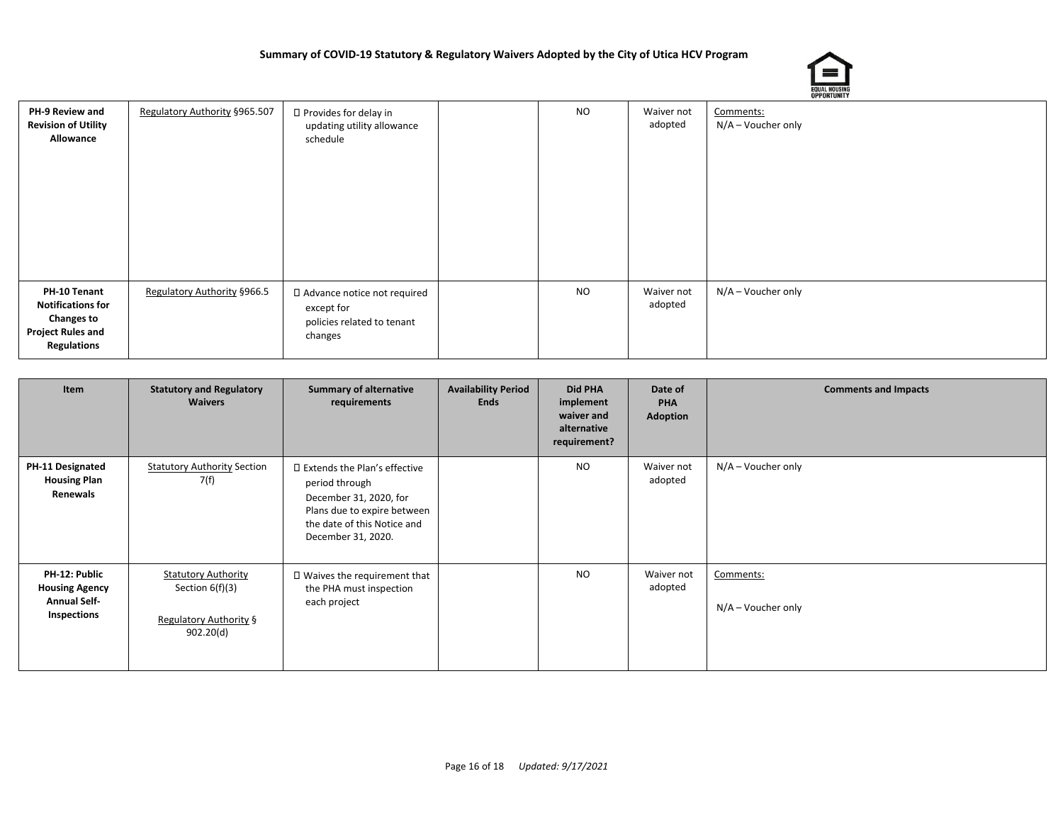# Summary of COVID-19 Statutory & Regulatory Waivers Adopted by the City of Utica HCV Program

| Item | Statutory and Regulatory Waivers | Summary of alternative requirements | Availability Period Ends | Did PHA implement waiver and alternative requirement? | Date of PHA Adoption | Comments and Impacts |
|---|---|---|---|---|---|---|
| **PH-9 Review and Revision of Utility Allowance** | Regulatory Authority §965.507 | Provides for delay in updating utility allowance schedule | | NO | Waiver not adopted | Comments: N/A – Voucher only |
| **PH-10 Tenant Notifications for Changes to Project Rules and Regulations** | Regulatory Authority §966.5 | Advance notice not required except for policies related to tenant changes | | NO | Waiver not adopted | N/A – Voucher only |
| **PH-11 Designated Housing Plan Renewals** | Statutory Authority Section 7(f) | Extends the Plan's effective period through December 31, 2020, for Plans due to expire between the date of this Notice and December 31, 2020. | | NO | Waiver not adopted | N/A – Voucher only |
| **PH-12: Public Housing Agency Annual Self-Inspections** | Statutory Authority Section 6(f)(3)<br><br>Regulatory Authority § 902.20(d) | Waives the requirement that the PHA must inspection each project | | NO | Waiver not adopted | Comments:<br><br>N/A – Voucher only |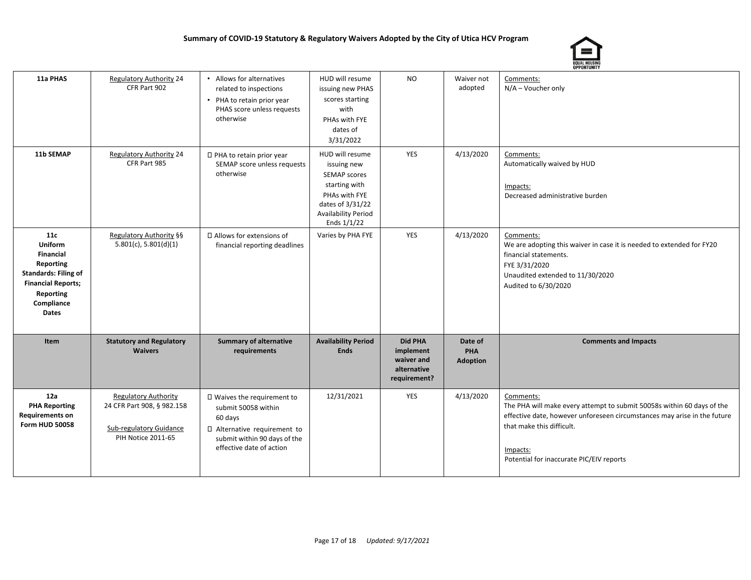# Summary of COVID-19 Statutory & Regulatory Waivers Adopted by the City of Utica HCV Program

| Item | Statutory and Regulatory Waivers | Summary of alternative requirements | Availability Period Ends | Did PHA implement waiver and alternative requirement? | Date of PHA Adoption | Comments and Impacts |
|---|---|---|---|---|---|---|
| **11a PHAS** | Regulatory Authority 24 CFR Part 902 | • Allows for alternatives related to inspections<br>• PHA to retain prior year PHAS score unless requests otherwise | HUD will resume issuing new PHAS scores starting with PHAs with FYE dates of 3/31/2022 | NO | Waiver not adopted | Comments:<br>N/A – Voucher only |
| **11b SEMAP** | Regulatory Authority 24 CFR Part 985 | PHA to retain prior year SEMAP score unless requests otherwise | HUD will resume issuing new SEMAP scores starting with PHAs with FYE dates of 3/31/22 Availability Period Ends 1/1/22 | YES | 4/13/2020 | Comments:<br>Automatically waived by HUD<br><br>Impacts:<br>Decreased administrative burden |
| **11c Uniform Financial Reporting Standards: Filing of Financial Reports; Reporting Compliance Dates** | Regulatory Authority §§ 5.801(c), 5.801(d)(1) | Allows for extensions of financial reporting deadlines | Varies by PHA FYE | YES | 4/13/2020 | Comments:<br>We are adopting this waiver in case it is needed to extended for FY20 financial statements.<br>FYE 3/31/2020<br>Unaudited extended to 11/30/2020<br>Audited to 6/30/2020 |
| **Item** | **Statutory and Regulatory Waivers** | **Summary of alternative requirements** | **Availability Period Ends** | **Did PHA implement waiver and alternative requirement?** | **Date of PHA Adoption** | **Comments and Impacts** |
| **12a PHA Reporting Requirements on Form HUD 50058** | Regulatory Authority 24 CFR Part 908, § 982.158<br><br>Sub-regulatory Guidance PIH Notice 2011-65 | Waives the requirement to submit 50058 within 60 days<br>Alternative requirement to submit within 90 days of the effective date of action | 12/31/2021 | YES | 4/13/2020 | Comments:<br>The PHA will make every attempt to submit 50058s within 60 days of the effective date, however unforeseen circumstances may arise in the future that make this difficult.<br><br>Impacts:<br>Potential for inaccurate PIC/EIV reports |

*Updated: 9/17/2021*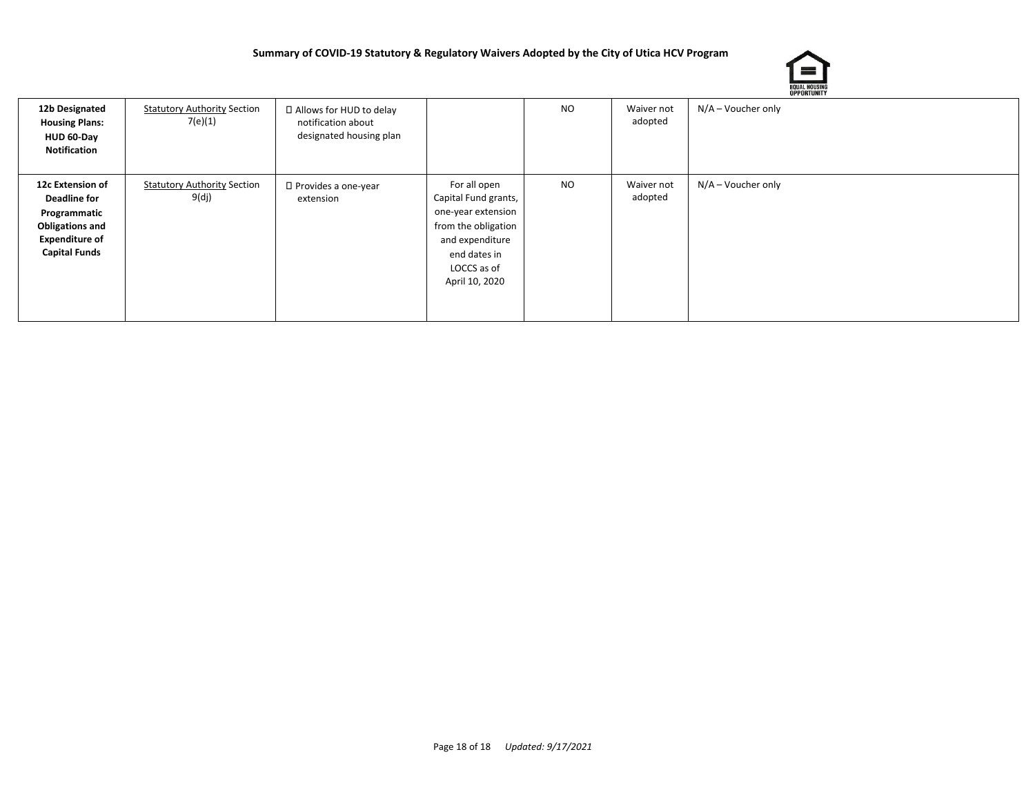| | | | | | | |
|---|---|---|---|---|---|---|
| **12b Designated Housing Plans: HUD 60-Day Notification** | Statutory Authority Section 7(e)(1) | Allows for HUD to delay notification about designated housing plan | | NO | Waiver not adopted | N/A – Voucher only |
| **12c Extension of Deadline for Programmatic Obligations and Expenditure of Capital Funds** | Statutory Authority Section 9(dj) | Provides a one-year extension | For all open Capital Fund grants, one-year extension from the obligation and expenditure end dates in LOCCS as of April 10, 2020 | NO | Waiver not adopted | N/A – Voucher only |